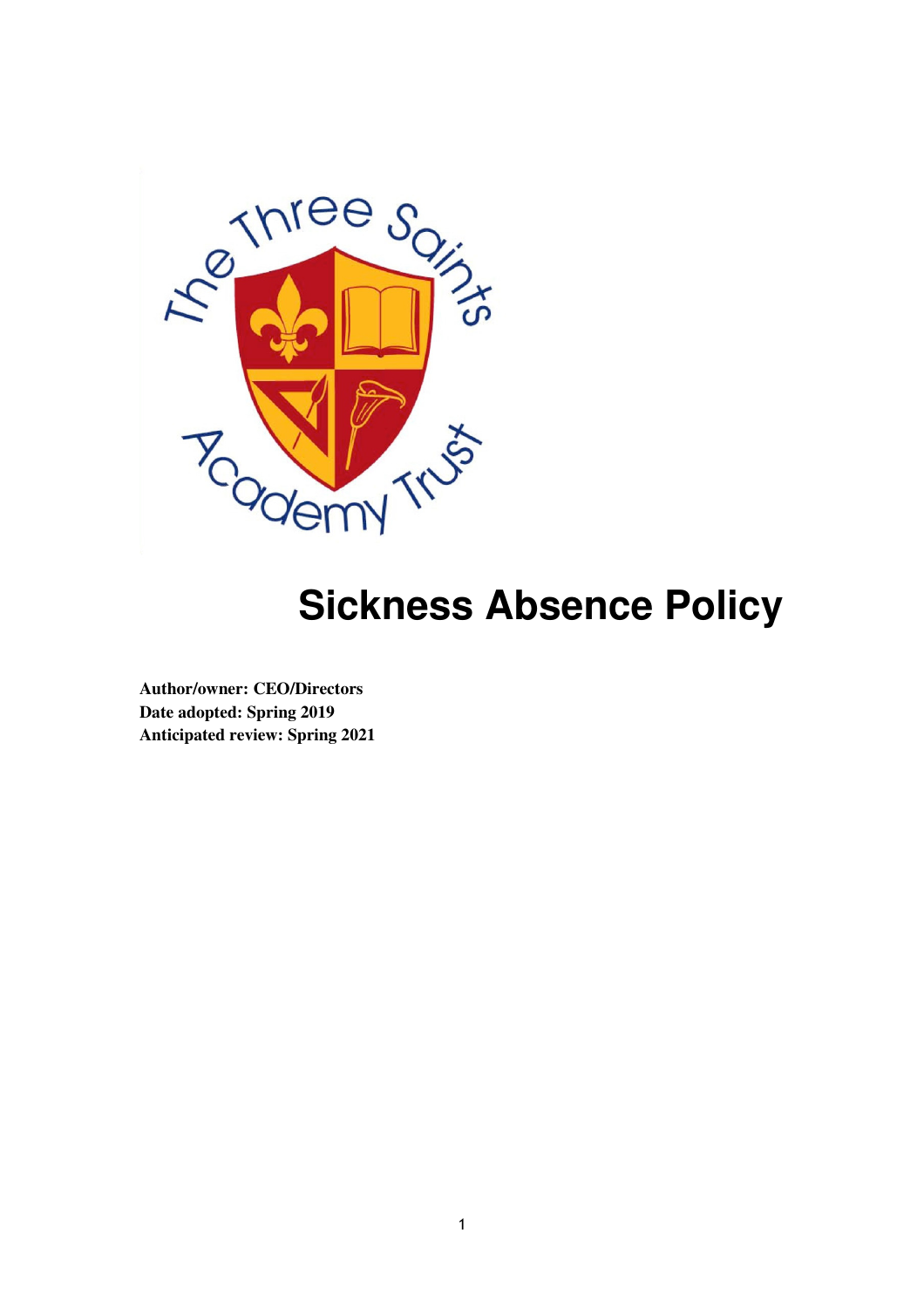# Sickness Absence Policy

**Author/owner: CEO/Directors**
**Date adopted: Spring 2019**
**Anticipated review: Spring 2021**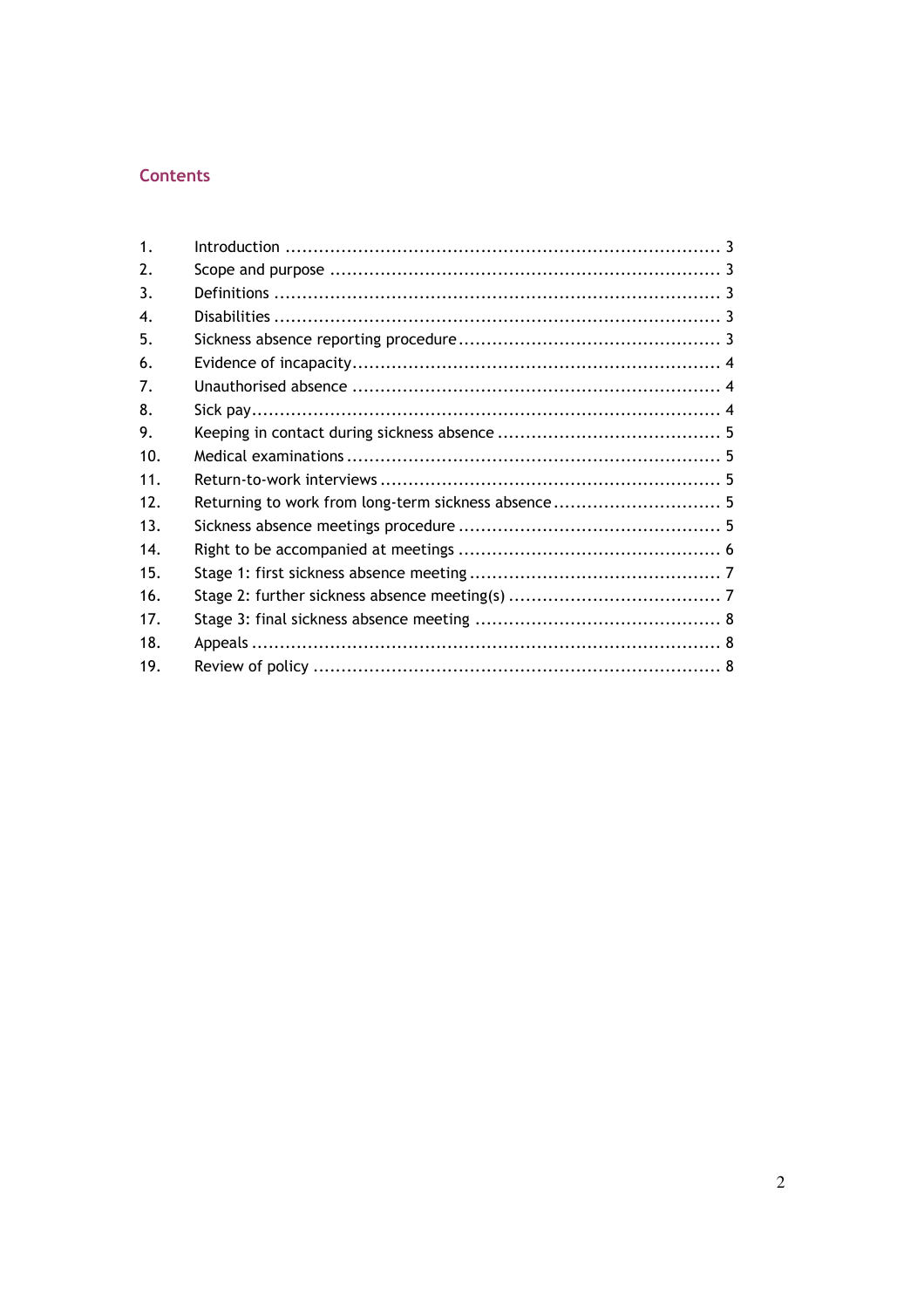## Contents

| | | |
|---|---|---|
| 1. | Introduction | 3 |
| 2. | Scope and purpose | 3 |
| 3. | Definitions | 3 |
| 4. | Disabilities | 3 |
| 5. | Sickness absence reporting procedure | 3 |
| 6. | Evidence of incapacity | 4 |
| 7. | Unauthorised absence | 4 |
| 8. | Sick pay | 4 |
| 9. | Keeping in contact during sickness absence | 5 |
| 10. | Medical examinations | 5 |
| 11. | Return-to-work interviews | 5 |
| 12. | Returning to work from long-term sickness absence | 5 |
| 13. | Sickness absence meetings procedure | 5 |
| 14. | Right to be accompanied at meetings | 6 |
| 15. | Stage 1: first sickness absence meeting | 7 |
| 16. | Stage 2: further sickness absence meeting(s) | 7 |
| 17. | Stage 3: final sickness absence meeting | 8 |
| 18. | Appeals | 8 |
| 19. | Review of policy | 8 |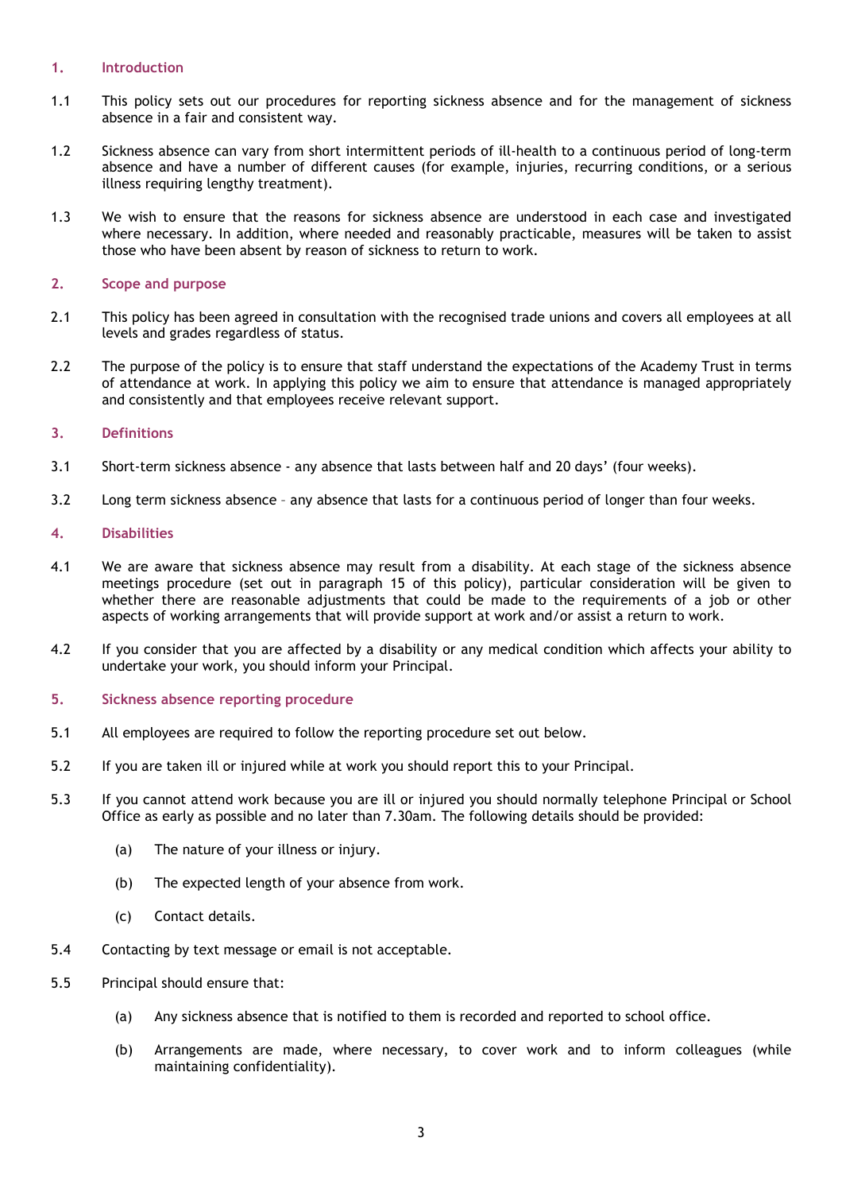## 1. Introduction

1.1 This policy sets out our procedures for reporting sickness absence and for the management of sickness absence in a fair and consistent way.

1.2 Sickness absence can vary from short intermittent periods of ill-health to a continuous period of long-term absence and have a number of different causes (for example, injuries, recurring conditions, or a serious illness requiring lengthy treatment).

1.3 We wish to ensure that the reasons for sickness absence are understood in each case and investigated where necessary. In addition, where needed and reasonably practicable, measures will be taken to assist those who have been absent by reason of sickness to return to work.

## 2. Scope and purpose

2.1 This policy has been agreed in consultation with the recognised trade unions and covers all employees at all levels and grades regardless of status.

2.2 The purpose of the policy is to ensure that staff understand the expectations of the Academy Trust in terms of attendance at work. In applying this policy we aim to ensure that attendance is managed appropriately and consistently and that employees receive relevant support.

## 3. Definitions

3.1 Short-term sickness absence - any absence that lasts between half and 20 days' (four weeks).

3.2 Long term sickness absence – any absence that lasts for a continuous period of longer than four weeks.

## 4. Disabilities

4.1 We are aware that sickness absence may result from a disability. At each stage of the sickness absence meetings procedure (set out in paragraph 15 of this policy), particular consideration will be given to whether there are reasonable adjustments that could be made to the requirements of a job or other aspects of working arrangements that will provide support at work and/or assist a return to work.

4.2 If you consider that you are affected by a disability or any medical condition which affects your ability to undertake your work, you should inform your Principal.

## 5. Sickness absence reporting procedure

5.1 All employees are required to follow the reporting procedure set out below.

5.2 If you are taken ill or injured while at work you should report this to your Principal.

5.3 If you cannot attend work because you are ill or injured you should normally telephone Principal or School Office as early as possible and no later than 7.30am. The following details should be provided:

- (a) The nature of your illness or injury.
- (b) The expected length of your absence from work.
- (c) Contact details.

5.4 Contacting by text message or email is not acceptable.

5.5 Principal should ensure that:

- (a) Any sickness absence that is notified to them is recorded and reported to school office.
- (b) Arrangements are made, where necessary, to cover work and to inform colleagues (while maintaining confidentiality).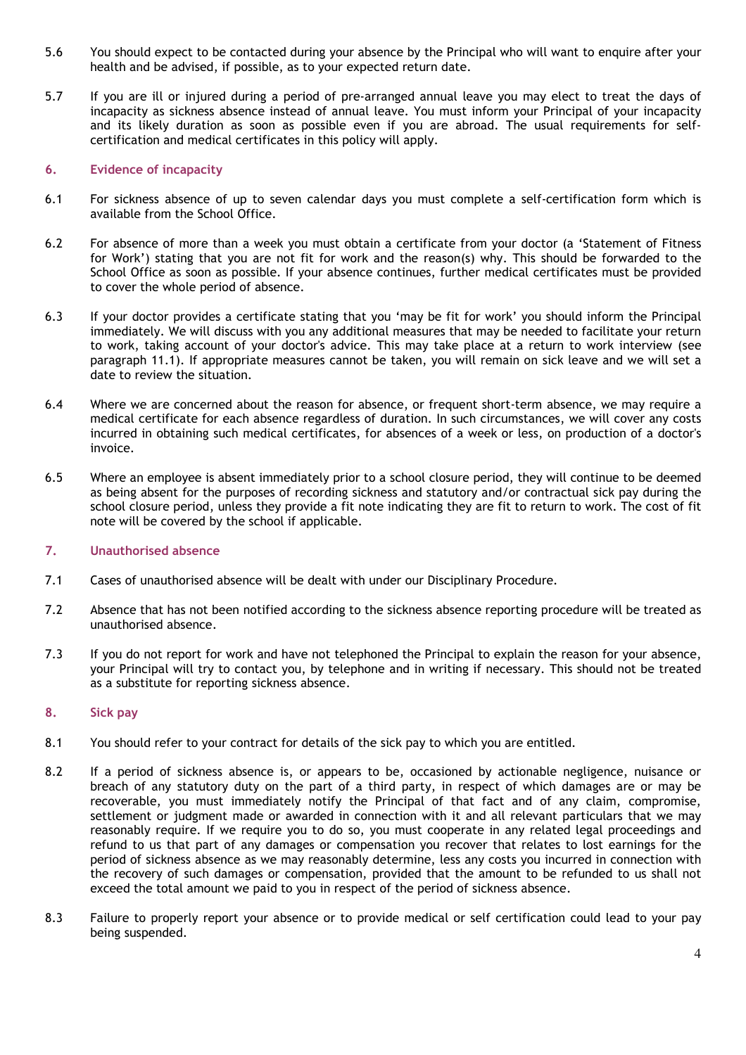5.6 You should expect to be contacted during your absence by the Principal who will want to enquire after your health and be advised, if possible, as to your expected return date.

5.7 If you are ill or injured during a period of pre-arranged annual leave you may elect to treat the days of incapacity as sickness absence instead of annual leave. You must inform your Principal of your incapacity and its likely duration as soon as possible even if you are abroad. The usual requirements for self-certification and medical certificates in this policy will apply.

## 6. Evidence of incapacity

6.1 For sickness absence of up to seven calendar days you must complete a self-certification form which is available from the School Office.

6.2 For absence of more than a week you must obtain a certificate from your doctor (a 'Statement of Fitness for Work') stating that you are not fit for work and the reason(s) why. This should be forwarded to the School Office as soon as possible. If your absence continues, further medical certificates must be provided to cover the whole period of absence.

6.3 If your doctor provides a certificate stating that you 'may be fit for work' you should inform the Principal immediately. We will discuss with you any additional measures that may be needed to facilitate your return to work, taking account of your doctor's advice. This may take place at a return to work interview (see paragraph 11.1). If appropriate measures cannot be taken, you will remain on sick leave and we will set a date to review the situation.

6.4 Where we are concerned about the reason for absence, or frequent short-term absence, we may require a medical certificate for each absence regardless of duration. In such circumstances, we will cover any costs incurred in obtaining such medical certificates, for absences of a week or less, on production of a doctor's invoice.

6.5 Where an employee is absent immediately prior to a school closure period, they will continue to be deemed as being absent for the purposes of recording sickness and statutory and/or contractual sick pay during the school closure period, unless they provide a fit note indicating they are fit to return to work. The cost of fit note will be covered by the school if applicable.

## 7. Unauthorised absence

7.1 Cases of unauthorised absence will be dealt with under our Disciplinary Procedure.

7.2 Absence that has not been notified according to the sickness absence reporting procedure will be treated as unauthorised absence.

7.3 If you do not report for work and have not telephoned the Principal to explain the reason for your absence, your Principal will try to contact you, by telephone and in writing if necessary. This should not be treated as a substitute for reporting sickness absence.

## 8. Sick pay

8.1 You should refer to your contract for details of the sick pay to which you are entitled.

8.2 If a period of sickness absence is, or appears to be, occasioned by actionable negligence, nuisance or breach of any statutory duty on the part of a third party, in respect of which damages are or may be recoverable, you must immediately notify the Principal of that fact and of any claim, compromise, settlement or judgment made or awarded in connection with it and all relevant particulars that we may reasonably require. If we require you to do so, you must cooperate in any related legal proceedings and refund to us that part of any damages or compensation you recover that relates to lost earnings for the period of sickness absence as we may reasonably determine, less any costs you incurred in connection with the recovery of such damages or compensation, provided that the amount to be refunded to us shall not exceed the total amount we paid to you in respect of the period of sickness absence.

8.3 Failure to properly report your absence or to provide medical or self certification could lead to your pay being suspended.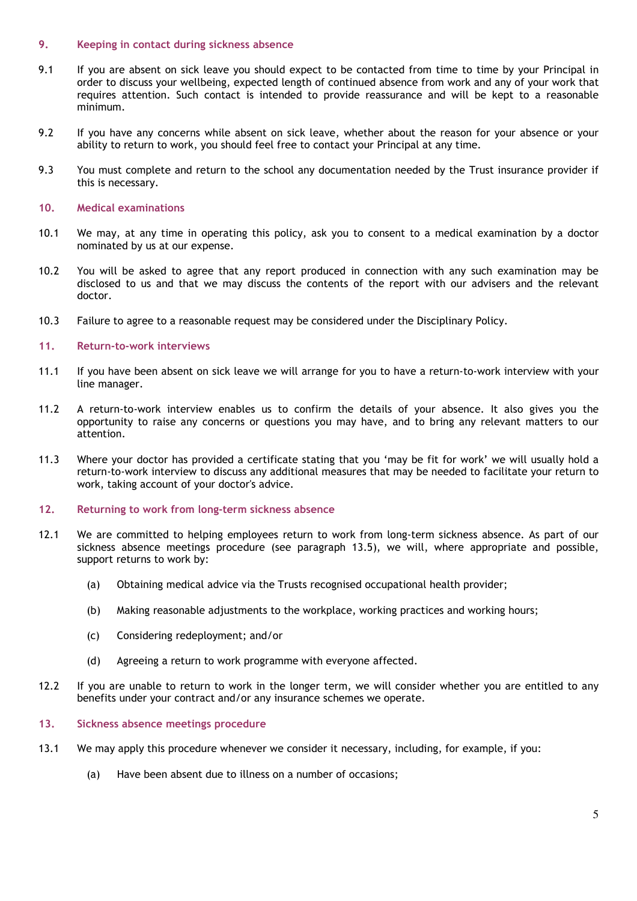## 9. Keeping in contact during sickness absence

9.1 If you are absent on sick leave you should expect to be contacted from time to time by your Principal in order to discuss your wellbeing, expected length of continued absence from work and any of your work that requires attention. Such contact is intended to provide reassurance and will be kept to a reasonable minimum.

9.2 If you have any concerns while absent on sick leave, whether about the reason for your absence or your ability to return to work, you should feel free to contact your Principal at any time.

9.3 You must complete and return to the school any documentation needed by the Trust insurance provider if this is necessary.

## 10. Medical examinations

10.1 We may, at any time in operating this policy, ask you to consent to a medical examination by a doctor nominated by us at our expense.

10.2 You will be asked to agree that any report produced in connection with any such examination may be disclosed to us and that we may discuss the contents of the report with our advisers and the relevant doctor.

10.3 Failure to agree to a reasonable request may be considered under the Disciplinary Policy.

## 11. Return-to-work interviews

11.1 If you have been absent on sick leave we will arrange for you to have a return-to-work interview with your line manager.

11.2 A return-to-work interview enables us to confirm the details of your absence. It also gives you the opportunity to raise any concerns or questions you may have, and to bring any relevant matters to our attention.

11.3 Where your doctor has provided a certificate stating that you 'may be fit for work' we will usually hold a return-to-work interview to discuss any additional measures that may be needed to facilitate your return to work, taking account of your doctor's advice.

## 12. Returning to work from long-term sickness absence

12.1 We are committed to helping employees return to work from long-term sickness absence. As part of our sickness absence meetings procedure (see paragraph 13.5), we will, where appropriate and possible, support returns to work by:

- (a) Obtaining medical advice via the Trusts recognised occupational health provider;
- (b) Making reasonable adjustments to the workplace, working practices and working hours;
- (c) Considering redeployment; and/or
- (d) Agreeing a return to work programme with everyone affected.

12.2 If you are unable to return to work in the longer term, we will consider whether you are entitled to any benefits under your contract and/or any insurance schemes we operate.

## 13. Sickness absence meetings procedure

13.1 We may apply this procedure whenever we consider it necessary, including, for example, if you:

- (a) Have been absent due to illness on a number of occasions;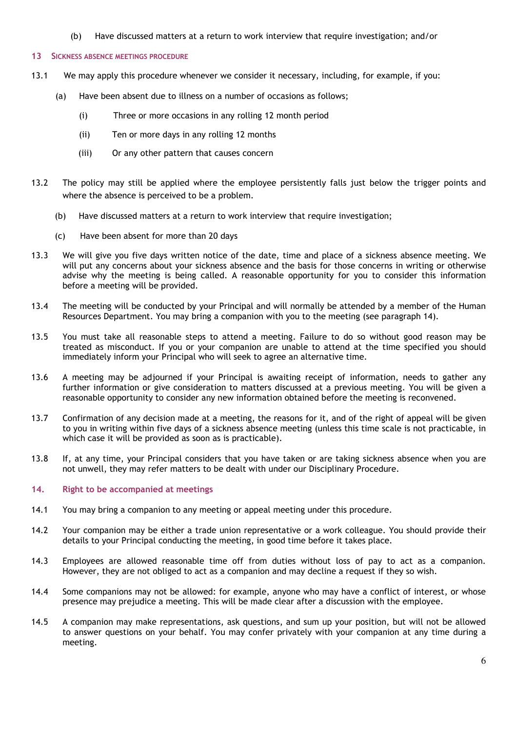(b) Have discussed matters at a return to work interview that require investigation; and/or

## 13 SICKNESS ABSENCE MEETINGS PROCEDURE

13.1 We may apply this procedure whenever we consider it necessary, including, for example, if you:

(a) Have been absent due to illness on a number of occasions as follows;

(i) Three or more occasions in any rolling 12 month period

(ii) Ten or more days in any rolling 12 months

(iii) Or any other pattern that causes concern

13.2 The policy may still be applied where the employee persistently falls just below the trigger points and where the absence is perceived to be a problem.

(b) Have discussed matters at a return to work interview that require investigation;

(c) Have been absent for more than 20 days

13.3 We will give you five days written notice of the date, time and place of a sickness absence meeting. We will put any concerns about your sickness absence and the basis for those concerns in writing or otherwise advise why the meeting is being called. A reasonable opportunity for you to consider this information before a meeting will be provided.

13.4 The meeting will be conducted by your Principal and will normally be attended by a member of the Human Resources Department. You may bring a companion with you to the meeting (see paragraph 14).

13.5 You must take all reasonable steps to attend a meeting. Failure to do so without good reason may be treated as misconduct. If you or your companion are unable to attend at the time specified you should immediately inform your Principal who will seek to agree an alternative time.

13.6 A meeting may be adjourned if your Principal is awaiting receipt of information, needs to gather any further information or give consideration to matters discussed at a previous meeting. You will be given a reasonable opportunity to consider any new information obtained before the meeting is reconvened.

13.7 Confirmation of any decision made at a meeting, the reasons for it, and of the right of appeal will be given to you in writing within five days of a sickness absence meeting (unless this time scale is not practicable, in which case it will be provided as soon as is practicable).

13.8 If, at any time, your Principal considers that you have taken or are taking sickness absence when you are not unwell, they may refer matters to be dealt with under our Disciplinary Procedure.

## 14. Right to be accompanied at meetings

14.1 You may bring a companion to any meeting or appeal meeting under this procedure.

14.2 Your companion may be either a trade union representative or a work colleague. You should provide their details to your Principal conducting the meeting, in good time before it takes place.

14.3 Employees are allowed reasonable time off from duties without loss of pay to act as a companion. However, they are not obliged to act as a companion and may decline a request if they so wish.

14.4 Some companions may not be allowed: for example, anyone who may have a conflict of interest, or whose presence may prejudice a meeting. This will be made clear after a discussion with the employee.

14.5 A companion may make representations, ask questions, and sum up your position, but will not be allowed to answer questions on your behalf. You may confer privately with your companion at any time during a meeting.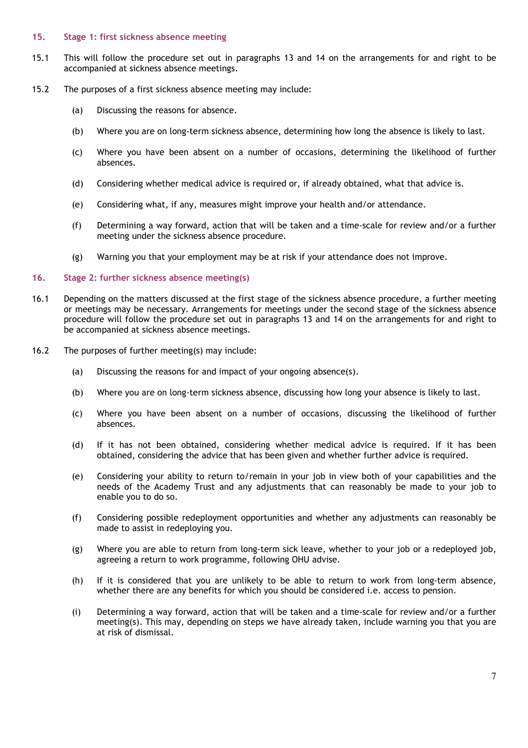## 15. Stage 1: first sickness absence meeting

15.1 This will follow the procedure set out in paragraphs 13 and 14 on the arrangements for and right to be accompanied at sickness absence meetings.

15.2 The purposes of a first sickness absence meeting may include:

(a) Discussing the reasons for absence.

(b) Where you are on long-term sickness absence, determining how long the absence is likely to last.

(c) Where you have been absent on a number of occasions, determining the likelihood of further absences.

(d) Considering whether medical advice is required or, if already obtained, what that advice is.

(e) Considering what, if any, measures might improve your health and/or attendance.

(f) Determining a way forward, action that will be taken and a time-scale for review and/or a further meeting under the sickness absence procedure.

(g) Warning you that your employment may be at risk if your attendance does not improve.

## 16. Stage 2: further sickness absence meeting(s)

16.1 Depending on the matters discussed at the first stage of the sickness absence procedure, a further meeting or meetings may be necessary. Arrangements for meetings under the second stage of the sickness absence procedure will follow the procedure set out in paragraphs 13 and 14 on the arrangements for and right to be accompanied at sickness absence meetings.

16.2 The purposes of further meeting(s) may include:

(a) Discussing the reasons for and impact of your ongoing absence(s).

(b) Where you are on long-term sickness absence, discussing how long your absence is likely to last.

(c) Where you have been absent on a number of occasions, discussing the likelihood of further absences.

(d) If it has not been obtained, considering whether medical advice is required. If it has been obtained, considering the advice that has been given and whether further advice is required.

(e) Considering your ability to return to/remain in your job in view both of your capabilities and the needs of the Academy Trust and any adjustments that can reasonably be made to your job to enable you to do so.

(f) Considering possible redeployment opportunities and whether any adjustments can reasonably be made to assist in redeploying you.

(g) Where you are able to return from long-term sick leave, whether to your job or a redeployed job, agreeing a return to work programme, following OHU advise.

(h) If it is considered that you are unlikely to be able to return to work from long-term absence, whether there are any benefits for which you should be considered i.e. access to pension.

(i) Determining a way forward, action that will be taken and a time-scale for review and/or a further meeting(s). This may, depending on steps we have already taken, include warning you that you are at risk of dismissal.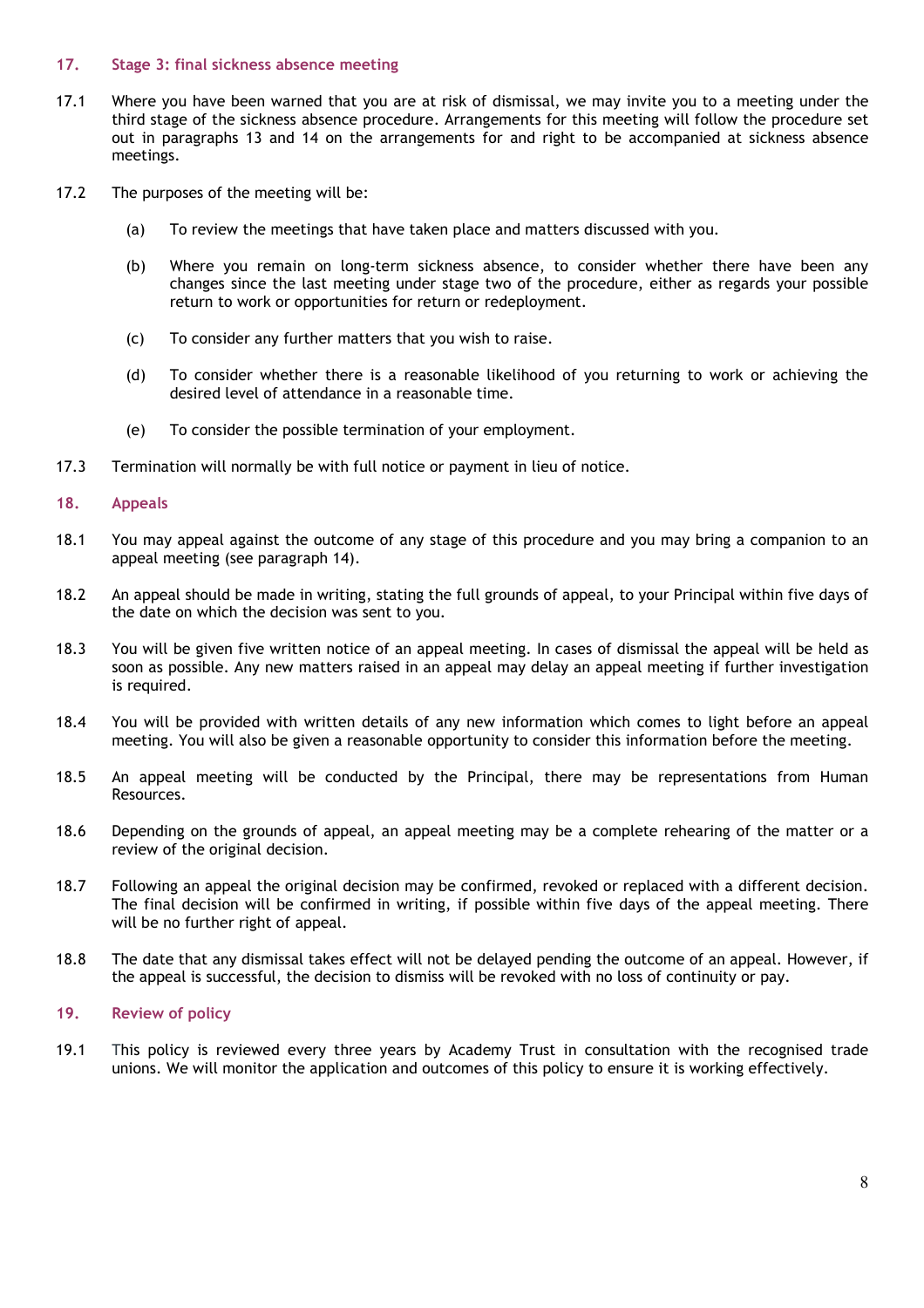## 17. Stage 3: final sickness absence meeting

17.1 Where you have been warned that you are at risk of dismissal, we may invite you to a meeting under the third stage of the sickness absence procedure. Arrangements for this meeting will follow the procedure set out in paragraphs 13 and 14 on the arrangements for and right to be accompanied at sickness absence meetings.

17.2 The purposes of the meeting will be:

(a) To review the meetings that have taken place and matters discussed with you.

(b) Where you remain on long-term sickness absence, to consider whether there have been any changes since the last meeting under stage two of the procedure, either as regards your possible return to work or opportunities for return or redeployment.

(c) To consider any further matters that you wish to raise.

(d) To consider whether there is a reasonable likelihood of you returning to work or achieving the desired level of attendance in a reasonable time.

(e) To consider the possible termination of your employment.

17.3 Termination will normally be with full notice or payment in lieu of notice.

## 18. Appeals

18.1 You may appeal against the outcome of any stage of this procedure and you may bring a companion to an appeal meeting (see paragraph 14).

18.2 An appeal should be made in writing, stating the full grounds of appeal, to your Principal within five days of the date on which the decision was sent to you.

18.3 You will be given five written notice of an appeal meeting. In cases of dismissal the appeal will be held as soon as possible. Any new matters raised in an appeal may delay an appeal meeting if further investigation is required.

18.4 You will be provided with written details of any new information which comes to light before an appeal meeting. You will also be given a reasonable opportunity to consider this information before the meeting.

18.5 An appeal meeting will be conducted by the Principal, there may be representations from Human Resources.

18.6 Depending on the grounds of appeal, an appeal meeting may be a complete rehearing of the matter or a review of the original decision.

18.7 Following an appeal the original decision may be confirmed, revoked or replaced with a different decision. The final decision will be confirmed in writing, if possible within five days of the appeal meeting. There will be no further right of appeal.

18.8 The date that any dismissal takes effect will not be delayed pending the outcome of an appeal. However, if the appeal is successful, the decision to dismiss will be revoked with no loss of continuity or pay.

## 19. Review of policy

19.1 This policy is reviewed every three years by Academy Trust in consultation with the recognised trade unions. We will monitor the application and outcomes of this policy to ensure it is working effectively.